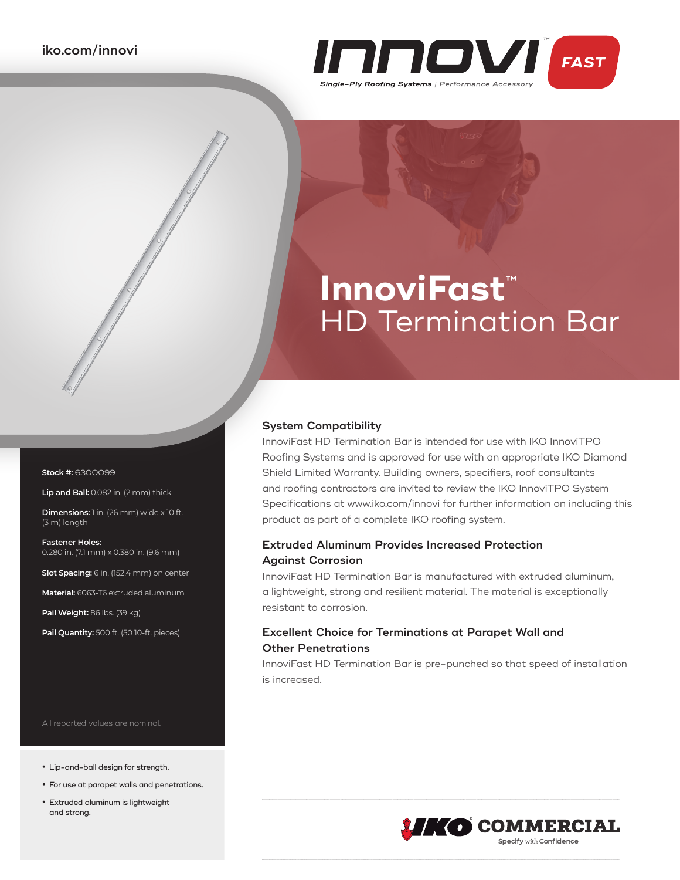iko.com/innovi

INNOVI™ FAST

*Single-Ply Roofing Systems* | Performance Accessory

# InnoviFast™ HD Termination Bar

**Stock #:** 6300099

**Lip and Ball:** 0.082 in. (2 mm) thick

**Dimensions:** 1 in. (26 mm) wide x 10 ft. (3 m) length

**Fastener Holes:** 0.280 in. (7.1 mm) x 0.380 in. (9.6 mm)

**Slot Spacing:** 6 in. (152.4 mm) on center

**Material:** 6063-T6 extruded aluminum

**Pail Weight:** 86 lbs. (39 kg)

**Pail Quantity:** 500 ft. (50 10-ft. pieces)

All reported values are nominal.

- Lip-and-ball design for strength.
- For use at parapet walls and penetrations.
- Extruded aluminum is lightweight and strong.

## System Compatibility

InnoviFast HD Termination Bar is intended for use with IKO InnoviTPO Roofing Systems and is approved for use with an appropriate IKO Diamond Shield Limited Warranty. Building owners, specifiers, roof consultants and roofing contractors are invited to review the IKO InnoviTPO System Specifications at www.iko.com/innovi for further information on including this product as part of a complete IKO roofing system.

## Extruded Aluminum Provides Increased Protection Against Corrosion

InnoviFast HD Termination Bar is manufactured with extruded aluminum, a lightweight, strong and resilient material. The material is exceptionally resistant to corrosion.

## Excellent Choice for Terminations at Parapet Wall and Other Penetrations

InnoviFast HD Termination Bar is pre-punched so that speed of installation is increased.

IKO COMMERCIAL
Specify with Confidence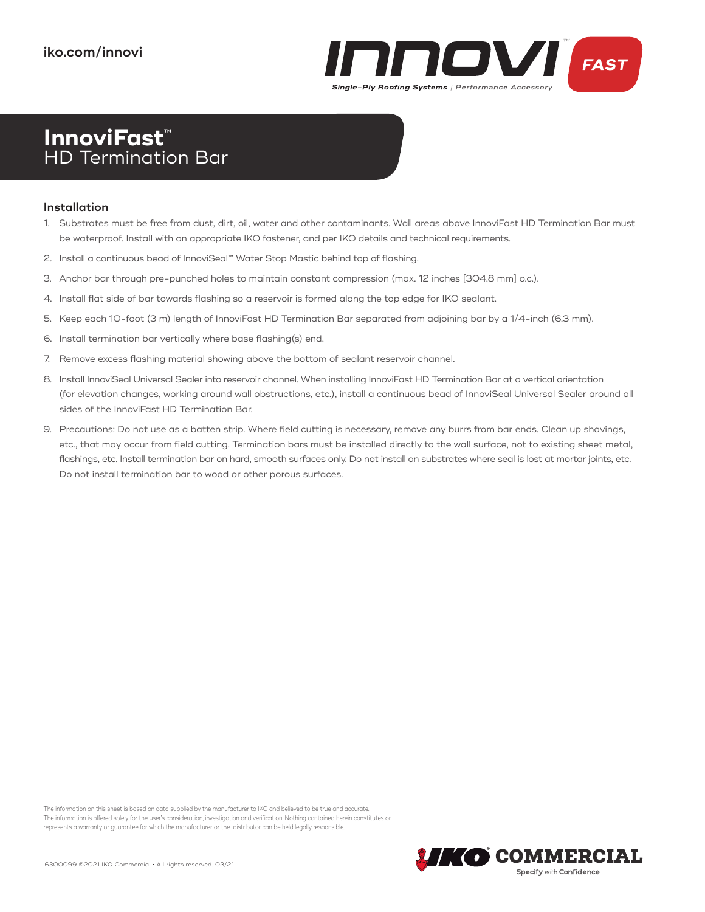iko.com/innovi

# InnoviFast™ HD Termination Bar

## Installation

1. Substrates must be free from dust, dirt, oil, water and other contaminants. Wall areas above InnoviFast HD Termination Bar must be waterproof. Install with an appropriate IKO fastener, and per IKO details and technical requirements.
2. Install a continuous bead of InnoviSeal™ Water Stop Mastic behind top of flashing.
3. Anchor bar through pre-punched holes to maintain constant compression (max. 12 inches [304.8 mm] o.c.).
4. Install flat side of bar towards flashing so a reservoir is formed along the top edge for IKO sealant.
5. Keep each 10-foot (3 m) length of InnoviFast HD Termination Bar separated from adjoining bar by a 1/4-inch (6.3 mm).
6. Install termination bar vertically where base flashing(s) end.
7. Remove excess flashing material showing above the bottom of sealant reservoir channel.
8. Install InnoviSeal Universal Sealer into reservoir channel. When installing InnoviFast HD Termination Bar at a vertical orientation (for elevation changes, working around wall obstructions, etc.), install a continuous bead of InnoviSeal Universal Sealer around all sides of the InnoviFast HD Termination Bar.
9. Precautions: Do not use as a batten strip. Where field cutting is necessary, remove any burrs from bar ends. Clean up shavings, etc., that may occur from field cutting. Termination bars must be installed directly to the wall surface, not to existing sheet metal, flashings, etc. Install termination bar on hard, smooth surfaces only. Do not install on substrates where seal is lost at mortar joints, etc. Do not install termination bar to wood or other porous surfaces.

The information on this sheet is based on data supplied by the manufacturer to IKO and believed to be true and accurate. The information is offered solely for the user's consideration, investigation and verification. Nothing contained herein constitutes or represents a warranty or guarantee for which the manufacturer or the distributor can be held legally responsible.

6300099 ©2021 IKO Commercial • All rights reserved. 03/21